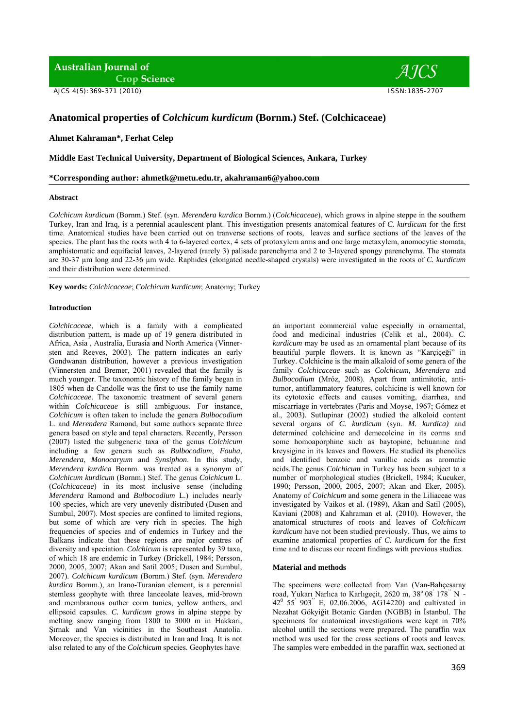# Anatomical properties of *Colchicum kurdicum* (Bornm.) Stef. (Colchicaceae)

**Ahmet Kahraman\*, Ferhat Celep**

**Middle East Technical University, Department of Biological Sciences, Ankara, Turkey**

**\*Corresponding author: ahmetk@metu.edu.tr, akahraman6@yahoo.com**

### Abstract

*Colchicum kurdicum* (Bornm.) Stef. (syn. *Merendera kurdica* Bornm.) (*Colchicaceae*), which grows in alpine steppe in the southern Turkey, Iran and Iraq, is a perennial acaulescent plant. This investigation presents anatomical features of *C. kurdicum* for the first time. Anatomical studies have been carried out on tranverse sections of roots, leaves and surface sections of the leaves of the species. The plant has the roots with 4 to 6-layered cortex, 4 sets of protoxylem arms and one large metaxylem, anomocytic stomata, amphistomatic and equifacial leaves, 2-layered (rarely 3) palisade parenchyma and 2 to 3-layered spongy parenchyma. The stomata are 30-37 µm long and 22-36 µm wide. Raphides (elongated needle-shaped crystals) were investigated in the roots of *C. kurdicum* and their distribution were determined.

**Key words:** *Colchicaceae*; *Colchicum kurdicum*; Anatomy; Turkey

### Introduction

*Colchicaceae*, which is a family with a complicated distribution pattern, is made up of 19 genera distributed in Africa, Asia , Australia, Eurasia and North America (Vinnersten and Reeves, 2003). The pattern indicates an early Gondwanan distribution, however a previous investigation (Vinnersten and Bremer, 2001) revealed that the family is much younger. The taxonomic history of the family began in 1805 when de Candolle was the first to use the family name *Colchicaceae*. The taxonomic treatment of several genera within *Colchicaceae* is still ambiguous. For instance, *Colchicum* is often taken to include the genera *Bulbocodium* L. and *Merendera* Ramond, but some authors separate three genera based on style and tepal characters. Recently, Persson (2007) listed the subgeneric taxa of the genus *Colchicum* including a few genera such as *Bulbocodium*, *Fouha*, *Merendera*, *Monocaryum* and *Synsiphon*. In this study, *Merendera kurdica* Bornm. was treated as a synonym of *Colchicum kurdicum* (Bornm.) Stef. The genus *Colchicum* L. (*Colchicaceae*) in its most inclusive sense (including *Merendera* Ramond and *Bulbocodium* L.) includes nearly 100 species, which are very unevenly distributed (Dusen and Sumbul, 2007). Most species are confined to limited regions, but some of which are very rich in species. The high frequencies of species and of endemics in Turkey and the Balkans indicate that these regions are major centres of diversity and speciation. *Colchicum* is represented by 39 taxa, of which 18 are endemic in Turkey (Brickell, 1984; Persson, 2000, 2005, 2007; Akan and Satil 2005; Dusen and Sumbul, 2007). *Colchicum kurdicum* (Bornm.) Stef. (syn. *Merendera kurdica* Bornm.), an Irano-Turanian element, is a perennial stemless geophyte with three lanceolate leaves, mid-brown and membranous outher corm tunics, yellow anthers, and ellipsoid capsules. *C. kurdicum* grows in alpine steppe by melting snow ranging from 1800 to 3000 m in Hakkari, Şırnak and Van vicinities in the Southeast Anatolia. Moreover, the species is distributed in Iran and Iraq. It is not also related to any of the *Colchicum* species. Geophytes have an important commercial value especially in ornamental, food and medicinal industries (Celik et al., 2004). *C. kurdicum* may be used as an ornamental plant because of its beautiful purple flowers. It is known as "Karçiçeği" in Turkey. Colchicine is the main alkaloid of some genera of the family *Colchicaceae* such as *Colchicum, Merendera* and *Bulbocodium* (Mróz, 2008). Apart from antimitotic, anti-tumor, antiflammatory features, colchicine is well known for its cytotoxic effects and causes vomiting, diarrhea, and miscarriage in vertebrates (Paris and Moyse, 1967; Gómez et al., 2003). Sutlupinar (2002) studied the alkoloid content several organs of *C. kurdicum* (syn. *M. kurdica)* and determined colchicine and demecolcine in its corms and some homoaporphine such as baytopine, behuanine and kreysigine in its leaves and flowers. He studied its phenolics and identified benzoic and vanillic acids as aromatic acids.The genus *Colchicum* in Turkey has been subject to a number of morphological studies (Brickell, 1984; Kucuker, 1990; Persson, 2000, 2005, 2007; Akan and Eker, 2005). Anatomy of *Colchicum* and some genera in the Liliaceae was investigated by Vaikos et al. (1989), Akan and Satil (2005), Kaviani (2008) and Kahraman et al. (2010). However, the anatomical structures of roots and leaves of *Colchicum kurdicum* have not been studied previously. Thus, we aims to examine anatomical properties of *C. kurdicum* for the first time and to discuss our recent findings with previous studies.

### Material and methods

The specimens were collected from Van (Van-Bahçesaray road, Yukarı Narlıca to Karlıgeçit, 2620 m, $38^{o}\ 08^{'}\ 178^{''}$ N - $42^{0}\ 55^{'}\ 903^{''}$ E, 02.06.2006, AG14220) and cultivated in Nezahat Gökyiğit Botanic Garden (NGBB) in İstanbul. The specimens for anatomical investigations were kept in 70% alcohol untill the sections were prepared. The paraffin wax method was used for the cross sections of roots and leaves. The samples were embedded in the paraffin wax, sectioned at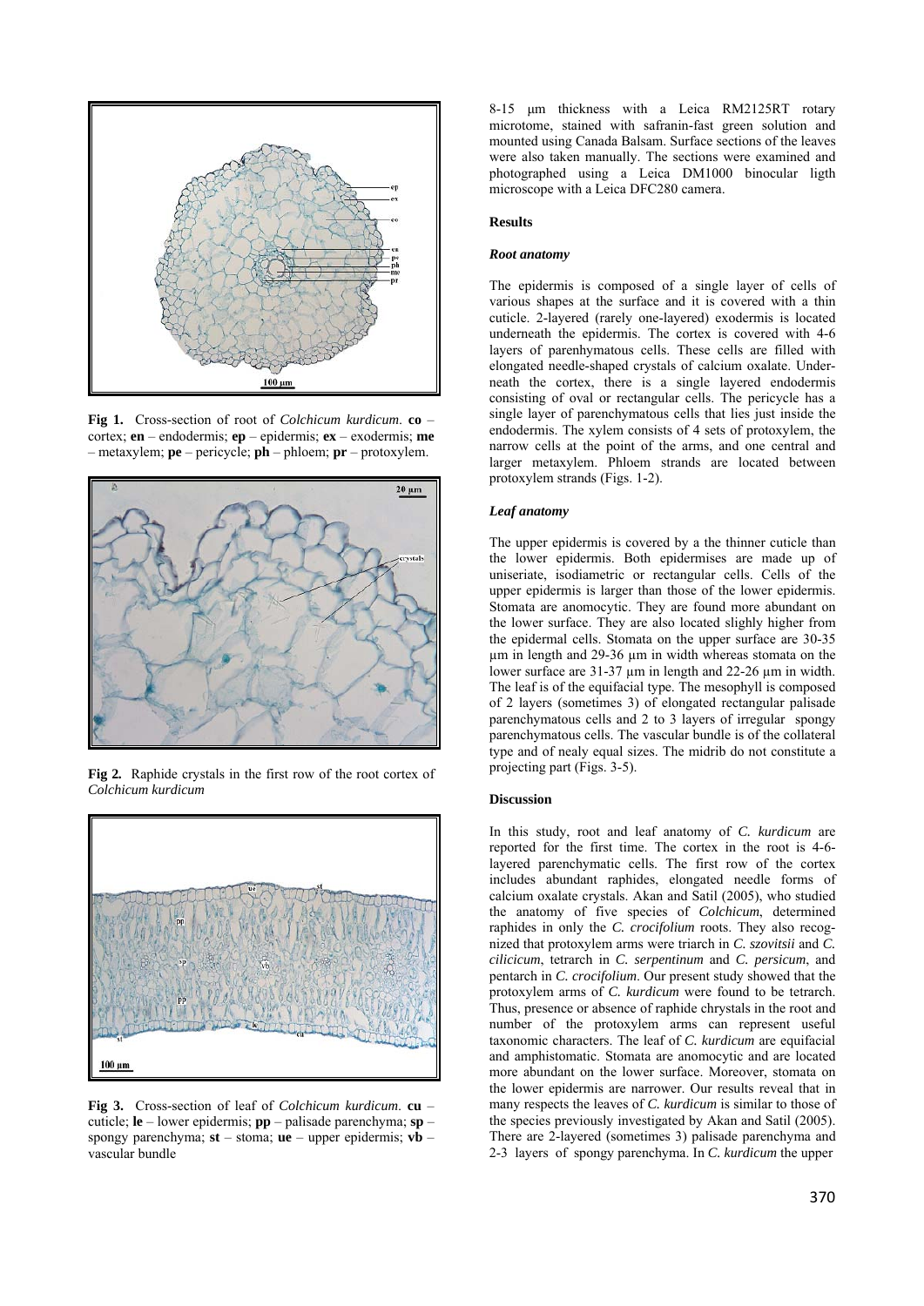Fig 1. Cross-section of root of *Colchicum kurdicum*. **co** – cortex; **en** – endodermis; **ep** – epidermis; **ex** – exodermis; **me** – metaxylem; **pe** – pericycle; **ph** – phloem; **pr** – protoxylem.

Fig 2. Raphide crystals in the first row of the root cortex of *Colchicum kurdicum*

Fig 3. Cross-section of leaf of *Colchicum kurdicum*. **cu** – cuticle; **le** – lower epidermis; **pp** – palisade parenchyma; **sp** – spongy parenchyma; **st** – stoma; **ue** – upper epidermis; **vb** – vascular bundle

8-15 μm thickness with a Leica RM2125RT rotary microtome, stained with safranin-fast green solution and mounted using Canada Balsam. Surface sections of the leaves were also taken manually. The sections were examined and photographed using a Leica DM1000 binocular ligth microscope with a Leica DFC280 camera.

## Results

### *Root anatomy*

The epidermis is composed of a single layer of cells of various shapes at the surface and it is covered with a thin cuticle. 2-layered (rarely one-layered) exodermis is located underneath the epidermis. The cortex is covered with 4-6 layers of parenhymatous cells. These cells are filled with elongated needle-shaped crystals of calcium oxalate. Underneath the cortex, there is a single layered endodermis consisting of oval or rectangular cells. The pericycle has a single layer of parenchymatous cells that lies just inside the endodermis. The xylem consists of 4 sets of protoxylem, the narrow cells at the point of the arms, and one central and larger metaxylem. Phloem strands are located between protoxylem strands (Figs. 1-2).

### *Leaf anatomy*

The upper epidermis is covered by a the thinner cuticle than the lower epidermis. Both epidermises are made up of uniseriate, isodiametric or rectangular cells. Cells of the upper epidermis is larger than those of the lower epidermis. Stomata are anomocytic. They are found more abundant on the lower surface. They are also located slighly higher from the epidermal cells. Stomata on the upper surface are 30-35 μm in length and 29-36 μm in width whereas stomata on the lower surface are 31-37 μm in length and 22-26 μm in width. The leaf is of the equifacial type. The mesophyll is composed of 2 layers (sometimes 3) of elongated rectangular palisade parenchymatous cells and 2 to 3 layers of irregular spongy parenchymatous cells. The vascular bundle is of the collateral type and of nealy equal sizes. The midrib do not constitute a projecting part (Figs. 3-5).

## Discussion

In this study, root and leaf anatomy of *C. kurdicum* are reported for the first time. The cortex in the root is 4-6-layered parenchymatic cells. The first row of the cortex includes abundant raphides, elongated needle forms of calcium oxalate crystals. Akan and Satil (2005), who studied the anatomy of five species of *Colchicum*, determined raphides in only the *C. crocifolium* roots. They also recognized that protoxylem arms were triarch in *C. szovitsii* and *C. cilicicum*, tetrarch in *C. serpentinum* and *C. persicum*, and pentarch in *C. crocifolium*. Our present study showed that the protoxylem arms of *C. kurdicum* were found to be tetrarch. Thus, presence or absence of raphide chrystals in the root and number of the protoxylem arms can represent useful taxonomic characters. The leaf of *C. kurdicum* are equifacial and amphistomatic. Stomata are anomocytic and are located more abundant on the lower surface. Moreover, stomata on the lower epidermis are narrower. Our results reveal that in many respects the leaves of *C. kurdicum* is similar to those of the species previously investigated by Akan and Satil (2005). There are 2-layered (sometimes 3) palisade parenchyma and 2-3 layers of spongy parenchyma. In *C. kurdicum* the upper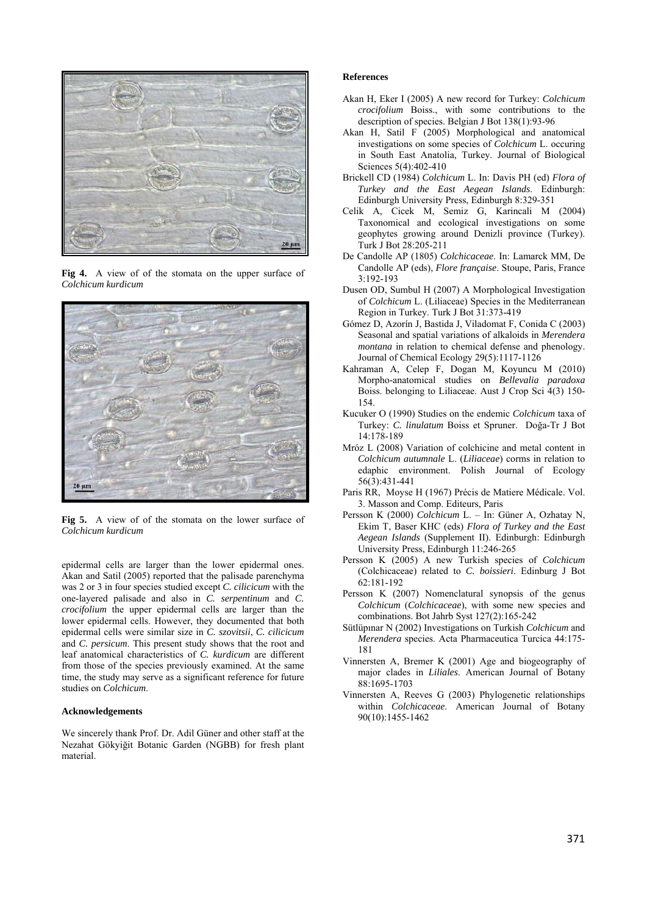Fig 4. A view of of the stomata on the upper surface of *Colchicum kurdicum*

Fig 5. A view of of the stomata on the lower surface of *Colchicum kurdicum*

epidermal cells are larger than the lower epidermal ones. Akan and Satil (2005) reported that the palisade parenchyma was 2 or 3 in four species studied except *C. cilicicum* with the one-layered palisade and also in *C. serpentinum* and *C. crocifolium* the upper epidermal cells are larger than the lower epidermal cells. However, they documented that both epidermal cells were similar size in *C. szovitsii*, *C. cilicicum* and *C. persicum*. This present study shows that the root and leaf anatomical characteristics of *C. kurdicum* are different from those of the species previously examined. At the same time, the study may serve as a significant reference for future studies on *Colchicum*.

**Acknowledgements**

We sincerely thank Prof. Dr. Adil Güner and other staff at the Nezahat Gökyiğit Botanic Garden (NGBB) for fresh plant material.

**References**

Akan H, Eker I (2005) A new record for Turkey: *Colchicum crocifolium* Boiss., with some contributions to the description of species. Belgian J Bot 138(1):93-96

Akan H, Satil F (2005) Morphological and anatomical investigations on some species of *Colchicum* L. occuring in South East Anatolia, Turkey. Journal of Biological Sciences 5(4):402-410

Brickell CD (1984) *Colchicum* L. In: Davis PH (ed) *Flora of Turkey and the East Aegean Islands*. Edinburgh: Edinburgh University Press, Edinburgh 8:329-351

Celik A, Cicek M, Semiz G, Karincali M (2004) Taxonomical and ecological investigations on some geophytes growing around Denizli province (Turkey). Turk J Bot 28:205-211

De Candolle AP (1805) *Colchicaceae*. In: Lamarck MM, De Candolle AP (eds), *Flore française*. Stoupe, Paris, France 3:192-193

Dusen OD, Sumbul H (2007) A Morphological Investigation of *Colchicum* L. (Liliaceae) Species in the Mediterranean Region in Turkey. Turk J Bot 31:373-419

Gómez D, Azorín J, Bastida J, Viladomat F, Conida C (2003) Seasonal and spatial variations of alkaloids in *Merendera montana* in relation to chemical defense and phenology. Journal of Chemical Ecology 29(5):1117-1126

Kahraman A, Celep F, Dogan M, Koyuncu M (2010) Morpho-anatomical studies on *Bellevalia paradoxa* Boiss. belonging to Liliaceae. Aust J Crop Sci 4(3) 150-154.

Kucuker O (1990) Studies on the endemic *Colchicum* taxa of Turkey: *C. linulatum* Boiss et Spruner. Doğa-Tr J Bot 14:178-189

Mróz L (2008) Variation of colchicine and metal content in *Colchicum autumnale* L. (*Liliaceae*) corms in relation to edaphic environment. Polish Journal of Ecology 56(3):431-441

Paris RR, Moyse H (1967) Précis de Matiere Médicale. Vol. 3. Masson and Comp. Editeurs, Paris

Persson K (2000) *Colchicum* L. – In: Güner A, Ozhatay N, Ekim T, Baser KHC (eds) *Flora of Turkey and the East Aegean Islands* (Supplement II). Edinburgh: Edinburgh University Press, Edinburgh 11:246-265

Persson K (2005) A new Turkish species of *Colchicum* (Colchicaceae) related to *C. boissieri*. Edinburg J Bot 62:181-192

Persson K (2007) Nomenclatural synopsis of the genus *Colchicum* (*Colchicaceae*), with some new species and combinations. Bot Jahrb Syst 127(2):165-242

Sütlüpınar N (2002) Investigations on Turkish *Colchicum* and *Merendera* species. Acta Pharmaceutica Turcica 44:175-181

Vinnersten A, Bremer K (2001) Age and biogeography of major clades in *Liliales*. American Journal of Botany 88:1695-1703

Vinnersten A, Reeves G (2003) Phylogenetic relationships within *Colchicaceae*. American Journal of Botany 90(10):1455-1462